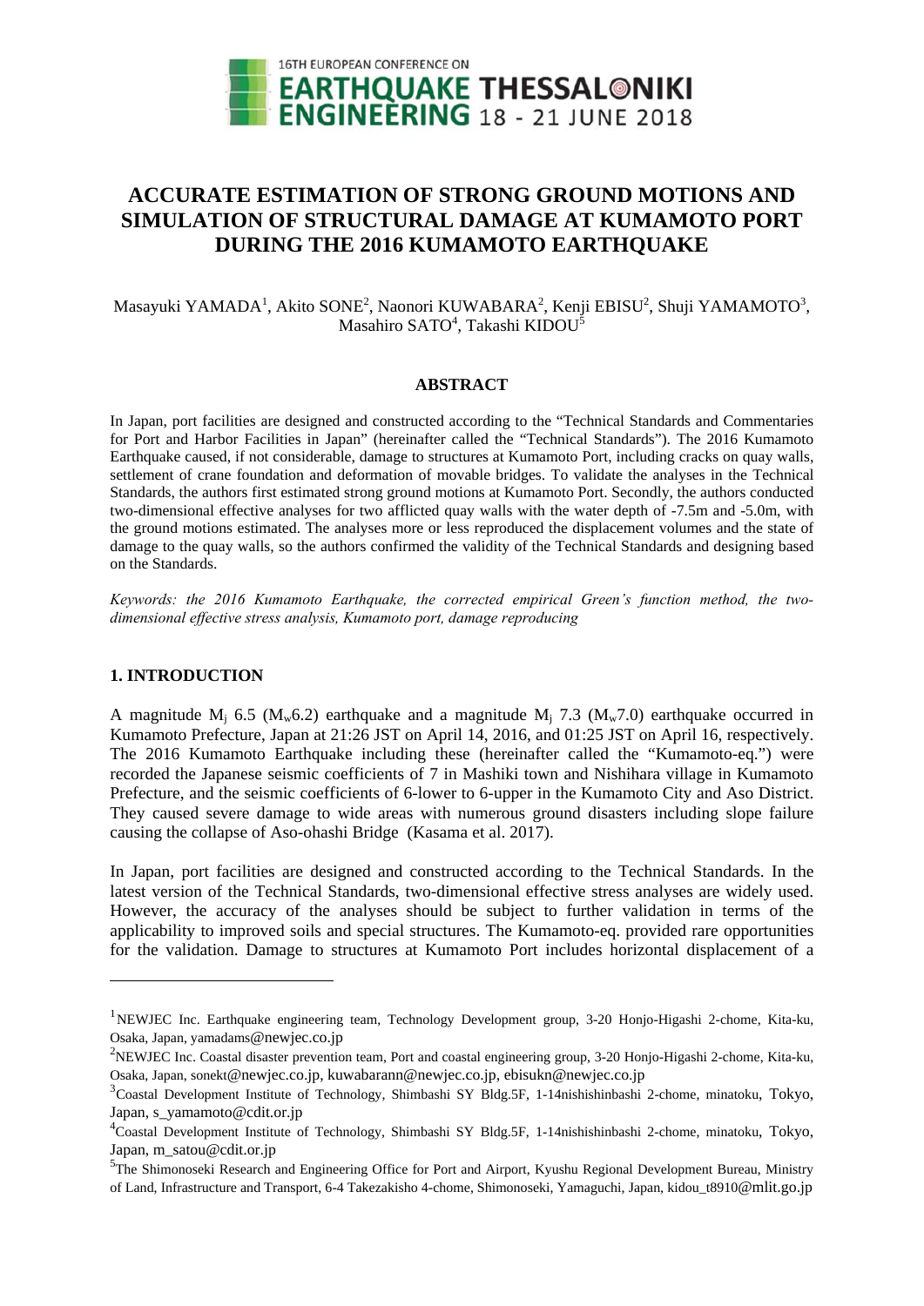# ACCURATE ESTIMATION OF STRONG GROUND MOTIONS AND SIMULATION OF STRUCTURAL DAMAGE AT KUMAMOTO PORT DURING THE 2016 KUMAMOTO EARTHQUAKE

Masayuki YAMADA[1], Akito SONE[2], Naonori KUWABARA[2], Kenji EBISU[2], Shuji YAMAMOTO[3], Masahiro SATO[4], Takashi KIDOU[5]

## ABSTRACT

In Japan, port facilities are designed and constructed according to the "Technical Standards and Commentaries for Port and Harbor Facilities in Japan" (hereinafter called the "Technical Standards"). The 2016 Kumamoto Earthquake caused, if not considerable, damage to structures at Kumamoto Port, including cracks on quay walls, settlement of crane foundation and deformation of movable bridges. To validate the analyses in the Technical Standards, the authors first estimated strong ground motions at Kumamoto Port. Secondly, the authors conducted two-dimensional effective analyses for two afflicted quay walls with the water depth of -7.5m and -5.0m, with the ground motions estimated. The analyses more or less reproduced the displacement volumes and the state of damage to the quay walls, so the authors confirmed the validity of the Technical Standards and designing based on the Standards.

*Keywords: the 2016 Kumamoto Earthquake, the corrected empirical Green's function method, the two-dimensional effective stress analysis, Kumamoto port, damage reproducing*

## 1. INTRODUCTION

A magnitude $M_j$ 6.5 ($M_w$6.2) earthquake and a magnitude $M_j$ 7.3 ($M_w$7.0) earthquake occurred in Kumamoto Prefecture, Japan at 21:26 JST on April 14, 2016, and 01:25 JST on April 16, respectively. The 2016 Kumamoto Earthquake including these (hereinafter called the "Kumamoto-eq.") were recorded the Japanese seismic coefficients of 7 in Mashiki town and Nishihara village in Kumamoto Prefecture, and the seismic coefficients of 6-lower to 6-upper in the Kumamoto City and Aso District. They caused severe damage to wide areas with numerous ground disasters including slope failure causing the collapse of Aso-ohashi Bridge (Kasama et al. 2017).

In Japan, port facilities are designed and constructed according to the Technical Standards. In the latest version of the Technical Standards, two-dimensional effective stress analyses are widely used. However, the accuracy of the analyses should be subject to further validation in terms of the applicability to improved soils and special structures. The Kumamoto-eq. provided rare opportunities for the validation. Damage to structures at Kumamoto Port includes horizontal displacement of a

---

[1]NEWJEC Inc. Earthquake engineering team, Technology Development group, 3-20 Honjo-Higashi 2-chome, Kita-ku, Osaka, Japan, yamadams@newjec.co.jp

[2]NEWJEC Inc. Coastal disaster prevention team, Port and coastal engineering group, 3-20 Honjo-Higashi 2-chome, Kita-ku, Osaka, Japan, sonekt@newjec.co.jp, kuwabarann@newjec.co.jp, ebisukn@newjec.co.jp

[3]Coastal Development Institute of Technology, Shimbashi SY Bldg.5F, 1-14nishishinbashi 2-chome, minatoku, Tokyo, Japan, s_yamamoto@cdit.or.jp

[4]Coastal Development Institute of Technology, Shimbashi SY Bldg.5F, 1-14nishishinbashi 2-chome, minatoku, Tokyo, Japan, m_satou@cdit.or.jp

[5]The Shimonoseki Research and Engineering Office for Port and Airport, Kyushu Regional Development Bureau, Ministry of Land, Infrastructure and Transport, 6-4 Takezakisho 4-chome, Shimonoseki, Yamaguchi, Japan, kidou_t8910@mlit.go.jp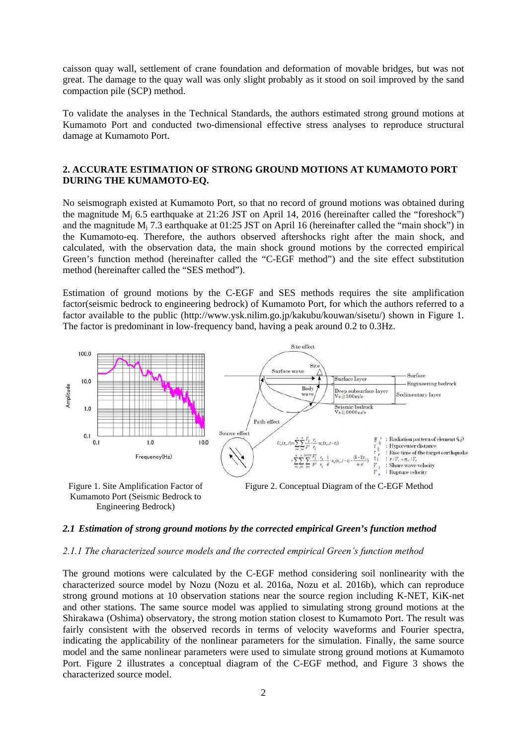caisson quay wall, settlement of crane foundation and deformation of movable bridges, but was not great. The damage to the quay wall was only slight probably as it stood on soil improved by the sand compaction pile (SCP) method.

To validate the analyses in the Technical Standards, the authors estimated strong ground motions at Kumamoto Port and conducted two-dimensional effective stress analyses to reproduce structural damage at Kumamoto Port.

## 2. ACCURATE ESTIMATION OF STRONG GROUND MOTIONS AT KUMAMOTO PORT DURING THE KUMAMOTO-EQ.

No seismograph existed at Kumamoto Port, so that no record of ground motions was obtained during the magnitude $M_j$ 6.5 earthquake at 21:26 JST on April 14, 2016 (hereinafter called the "foreshock") and the magnitude $M_j$ 7.3 earthquake at 01:25 JST on April 16 (hereinafter called the "main shock") in the Kumamoto-eq. Therefore, the authors observed aftershocks right after the main shock, and calculated, with the observation data, the main shock ground motions by the corrected empirical Green's function method (hereinafter called the "C-EGF method") and the site effect substitution method (hereinafter called the "SES method").

Estimation of ground motions by the C-EGF and SES methods requires the site amplification factor(seismic bedrock to engineering bedrock) of Kumamoto Port, for which the authors referred to a factor available to the public (http://www.ysk.nilim.go.jp/kakubu/kouwan/sisetu/) shown in Figure 1. The factor is predominant in low-frequency band, having a peak around 0.2 to 0.3Hz.

Figure 1. Site Amplification Factor of Kumamoto Port (Seismic Bedrock to Engineering Bedrock)

$$U_s(x_s,t)=\sum_{i=1}^{n}\sum_{j=1}^{n}\frac{F_{ij}}{F^s}\cdot\frac{r_s}{r_{ij}}\cdot u_s(x_s,t-t_{ij}) + \sum_{i=1}^{n}\sum_{j=1}^{n}\sum_{k=1}^{(n-1)n'}\frac{F_{ij}^k}{F^s}\cdot\frac{r_s}{r_{ij}}\cdot\frac{1}{n'}\cdot u_s\left(x_s,t-t_{ij}-\frac{(k-1)\tau_r}{n\cdot n'}\right)$$

$F_{ij}^k$ : Radiation pattern of element (i,j)
$r_{ij}$ : Hypocenter distance
$\tau_r$ : Rise time of the target earthquake
$t_{ij}$ : $r/V_s+\eta_{ij}/V_r$
$V_s$ : Share wave velocity
$V_r$ : Rupture velocity

Figure 2. Conceptual Diagram of the C-EGF Method

### *2.1 Estimation of strong ground motions by the corrected empirical Green's function method*

#### *2.1.1 The characterized source models and the corrected empirical Green's function method*

The ground motions were calculated by the C-EGF method considering soil nonlinearity with the characterized source model by Nozu (Nozu et al. 2016a, Nozu et al. 2016b), which can reproduce strong ground motions at 10 observation stations near the source region including K-NET, KiK-net and other stations. The same source model was applied to simulating strong ground motions at the Shirakawa (Oshima) observatory, the strong motion station closest to Kumamoto Port. The result was fairly consistent with the observed records in terms of velocity waveforms and Fourier spectra, indicating the applicability of the nonlinear parameters for the simulation. Finally, the same source model and the same nonlinear parameters were used to simulate strong ground motions at Kumamoto Port. Figure 2 illustrates a conceptual diagram of the C-EGF method, and Figure 3 shows the characterized source model.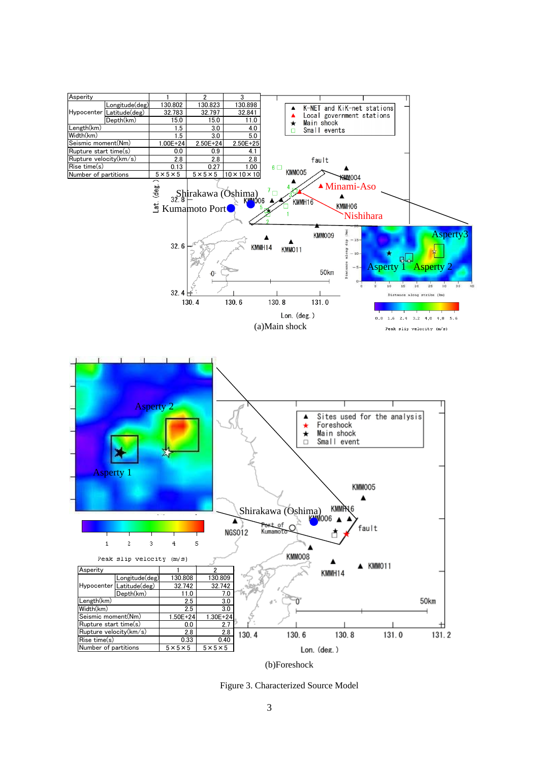| Asperity | | 1 | 2 | 3 |
|---|---|---|---|---|
| Hypocenter | Longitude(deg) | 130.802 | 130.823 | 130.898 |
| | Latitude(deg) | 32.783 | 32.797 | 32.841 |
| | Depth(km) | 15.0 | 15.0 | 11.0 |
| Length(km) | | 1.5 | 3.0 | 4.0 |
| Width(km) | | 1.5 | 3.0 | 5.0 |
| Seismic moment(Nm) | | 1.00E+24 | 2.50E+24 | 2.50E+25 |
| Rupture start time(s) | | 0.0 | 0.9 | 4.1 |
| Rupture velocity(km/s) | | 2.8 | 2.8 | 2.8 |
| Rise time(s) | | 0.13 | 0.27 | 1.00 |
| Number of partitions | | 5×5×5 | 5×5×5 | 10×10×10 |

(a)Main shock

| Asperity | | 1 | 2 |
|---|---|---|---|
| Hypocenter | Longitude(deg) | 130.808 | 130.809 |
| | Latitude(deg) | 32.742 | 32.742 |
| | Depth(km) | 11.0 | 7.0 |
| Length(km) | | 2.5 | 3.0 |
| Width(km) | | 2.5 | 3.0 |
| Seismic moment(Nm) | | 1.50E+24 | 1.30E+24 |
| Rupture start time(s) | | 0.0 | 2.7 |
| Rupture velocity(km/s) | | 2.8 | 2.8 |
| Rise time(s) | | 0.33 | 0.40 |
| Number of partitions | | 5×5×5 | 5×5×5 |

(b)Foreshock

Figure 3. Characterized Source Model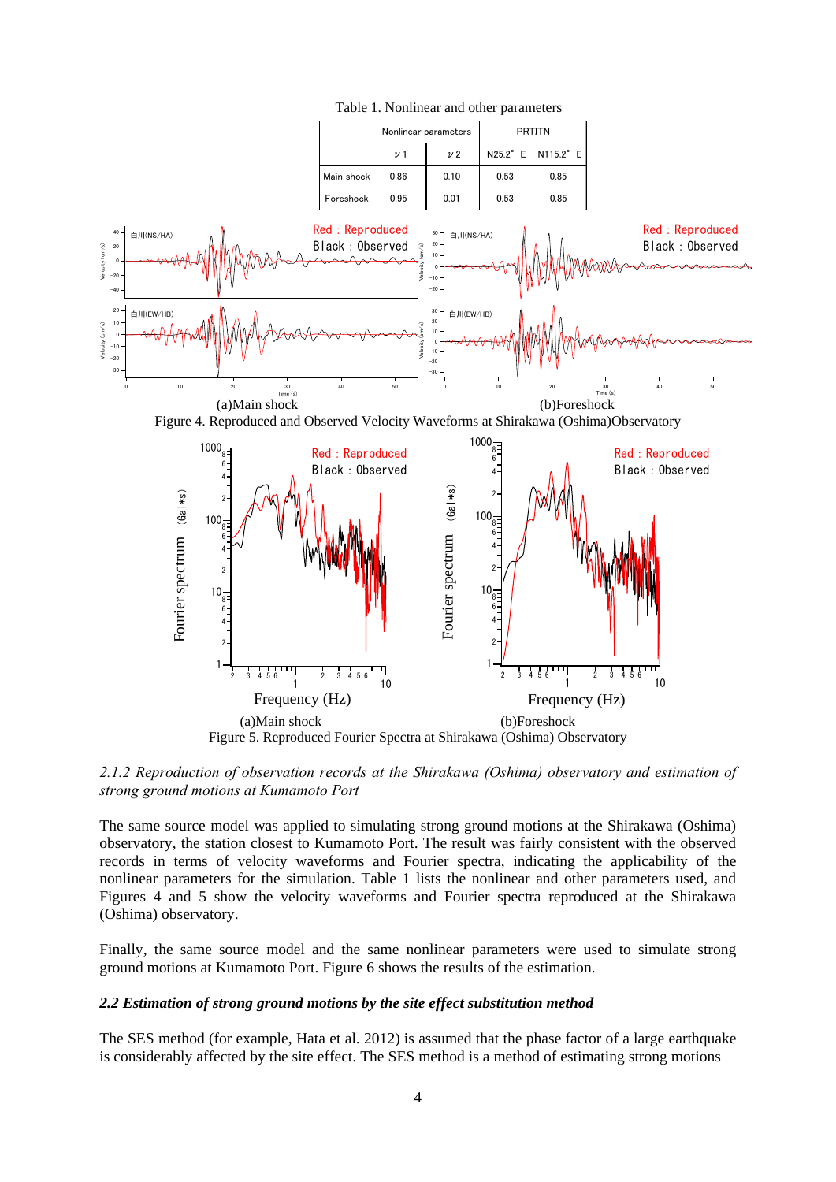Table 1. Nonlinear and other parameters

| | Nonlinear parameters | | PRTITN | |
|---|---|---|---|---|
| | ν 1 | ν 2 | N25.2° E | N115.2° E |
| Main shock | 0.86 | 0.10 | 0.53 | 0.85 |
| Foreshock | 0.95 | 0.01 | 0.53 | 0.85 |

(a)Main shock (b)Foreshock

Figure 4. Reproduced and Observed Velocity Waveforms at Shirakawa (Oshima)Observatory

(a)Main shock (b)Foreshock

Figure 5. Reproduced Fourier Spectra at Shirakawa (Oshima) Observatory

*2.1.2 Reproduction of observation records at the Shirakawa (Oshima) observatory and estimation of strong ground motions at Kumamoto Port*

The same source model was applied to simulating strong ground motions at the Shirakawa (Oshima) observatory, the station closest to Kumamoto Port. The result was fairly consistent with the observed records in terms of velocity waveforms and Fourier spectra, indicating the applicability of the nonlinear parameters for the simulation. Table 1 lists the nonlinear and other parameters used, and Figures 4 and 5 show the velocity waveforms and Fourier spectra reproduced at the Shirakawa (Oshima) observatory.

Finally, the same source model and the same nonlinear parameters were used to simulate strong ground motions at Kumamoto Port. Figure 6 shows the results of the estimation.

***2.2 Estimation of strong ground motions by the site effect substitution method***

The SES method (for example, Hata et al. 2012) is assumed that the phase factor of a large earthquake is considerably affected by the site effect. The SES method is a method of estimating strong motions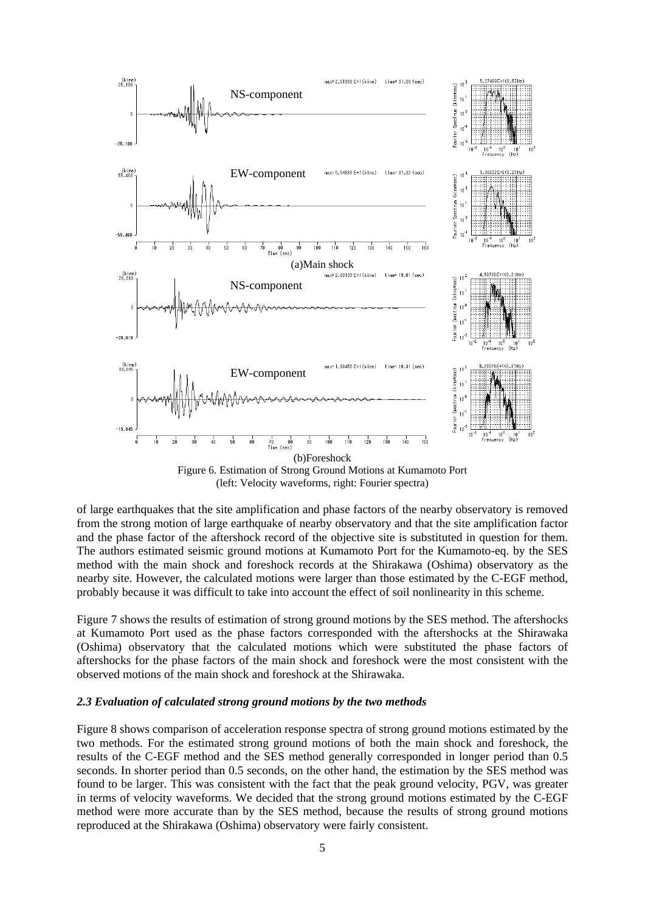Figure 6. Estimation of Strong Ground Motions at Kumamoto Port (left: Velocity waveforms, right: Fourier spectra)

of large earthquakes that the site amplification and phase factors of the nearby observatory is removed from the strong motion of large earthquake of nearby observatory and that the site amplification factor and the phase factor of the aftershock record of the objective site is substituted in question for them. The authors estimated seismic ground motions at Kumamoto Port for the Kumamoto-eq. by the SES method with the main shock and foreshock records at the Shirakawa (Oshima) observatory as the nearby site. However, the calculated motions were larger than those estimated by the C-EGF method, probably because it was difficult to take into account the effect of soil nonlinearity in this scheme.

Figure 7 shows the results of estimation of strong ground motions by the SES method. The aftershocks at Kumamoto Port used as the phase factors corresponded with the aftershocks at the Shirawaka (Oshima) observatory that the calculated motions which were substituted the phase factors of aftershocks for the phase factors of the main shock and foreshock were the most consistent with the observed motions of the main shock and foreshock at the Shirawaka.

### *2.3 Evaluation of calculated strong ground motions by the two methods*

Figure 8 shows comparison of acceleration response spectra of strong ground motions estimated by the two methods. For the estimated strong ground motions of both the main shock and foreshock, the results of the C-EGF method and the SES method generally corresponded in longer period than 0.5 seconds. In shorter period than 0.5 seconds, on the other hand, the estimation by the SES method was found to be larger. This was consistent with the fact that the peak ground velocity, PGV, was greater in terms of velocity waveforms. We decided that the strong ground motions estimated by the C-EGF method were more accurate than by the SES method, because the results of strong ground motions reproduced at the Shirakawa (Oshima) observatory were fairly consistent.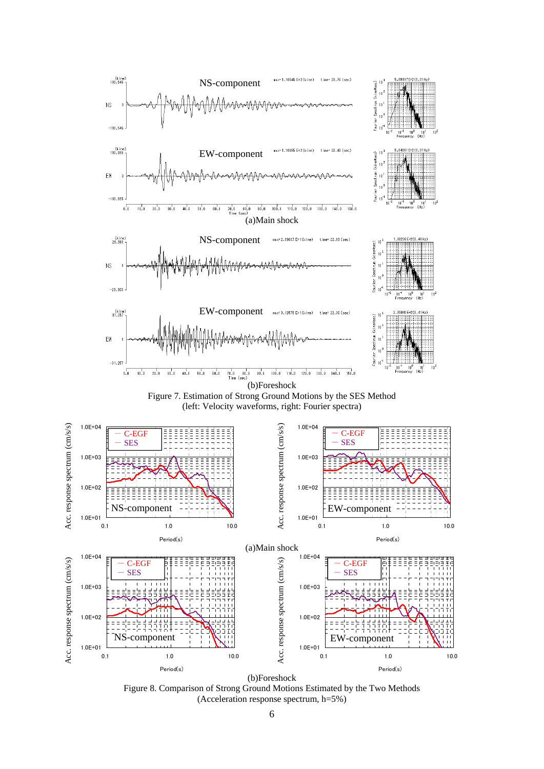(a)Main shock

(b)Foreshock

Figure 7. Estimation of Strong Ground Motions by the SES Method
(left: Velocity waveforms, right: Fourier spectra)

(a)Main shock

(b)Foreshock

Figure 8. Comparison of Strong Ground Motions Estimated by the Two Methods
(Acceleration response spectrum, h=5%)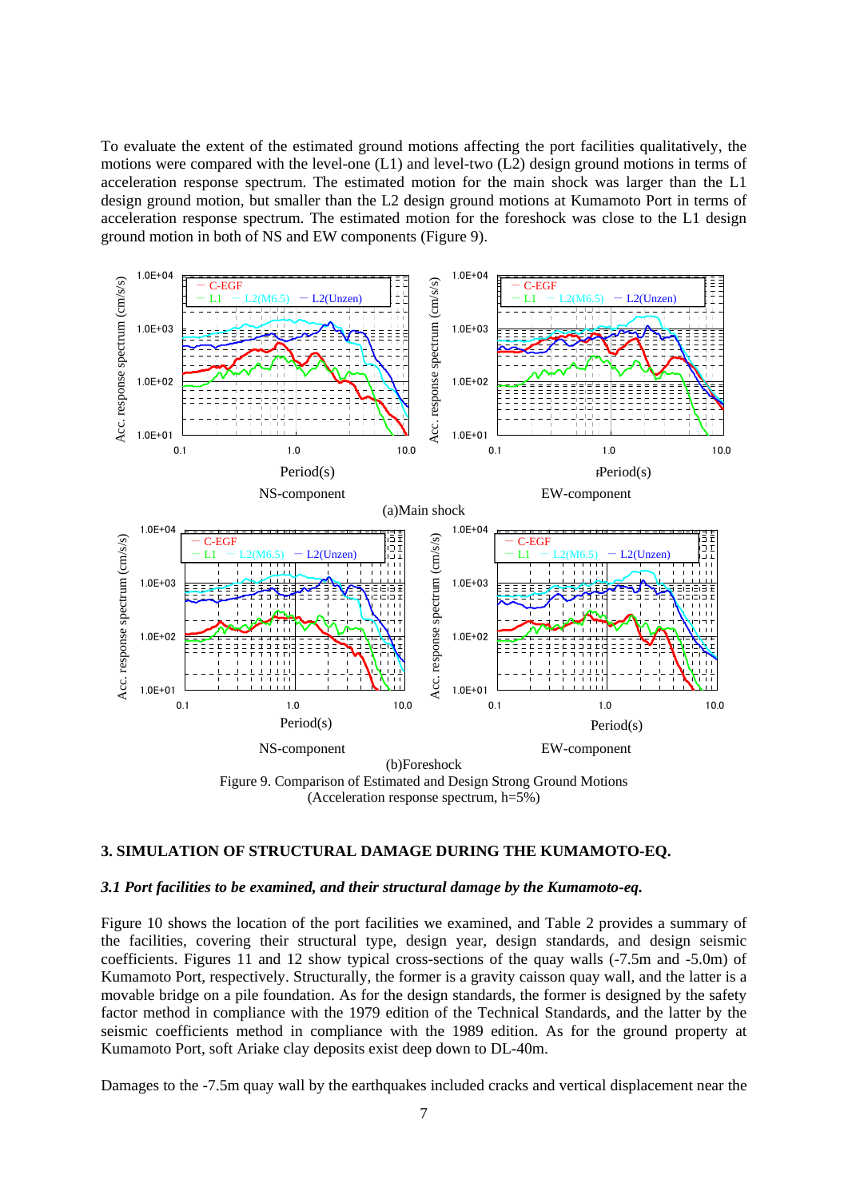To evaluate the extent of the estimated ground motions affecting the port facilities qualitatively, the motions were compared with the level-one (L1) and level-two (L2) design ground motions in terms of acceleration response spectrum. The estimated motion for the main shock was larger than the L1 design ground motion, but smaller than the L2 design ground motions at Kumamoto Port in terms of acceleration response spectrum. The estimated motion for the foreshock was close to the L1 design ground motion in both of NS and EW components (Figure 9).

Figure 9. Comparison of Estimated and Design Strong Ground Motions (Acceleration response spectrum, h=5%)

## 3. SIMULATION OF STRUCTURAL DAMAGE DURING THE KUMAMOTO-EQ.

### *3.1 Port facilities to be examined, and their structural damage by the Kumamoto-eq.*

Figure 10 shows the location of the port facilities we examined, and Table 2 provides a summary of the facilities, covering their structural type, design year, design standards, and design seismic coefficients. Figures 11 and 12 show typical cross-sections of the quay walls (-7.5m and -5.0m) of Kumamoto Port, respectively. Structurally, the former is a gravity caisson quay wall, and the latter is a movable bridge on a pile foundation. As for the design standards, the former is designed by the safety factor method in compliance with the 1979 edition of the Technical Standards, and the latter by the seismic coefficients method in compliance with the 1989 edition. As for the ground property at Kumamoto Port, soft Ariake clay deposits exist deep down to DL-40m.

Damages to the -7.5m quay wall by the earthquakes included cracks and vertical displacement near the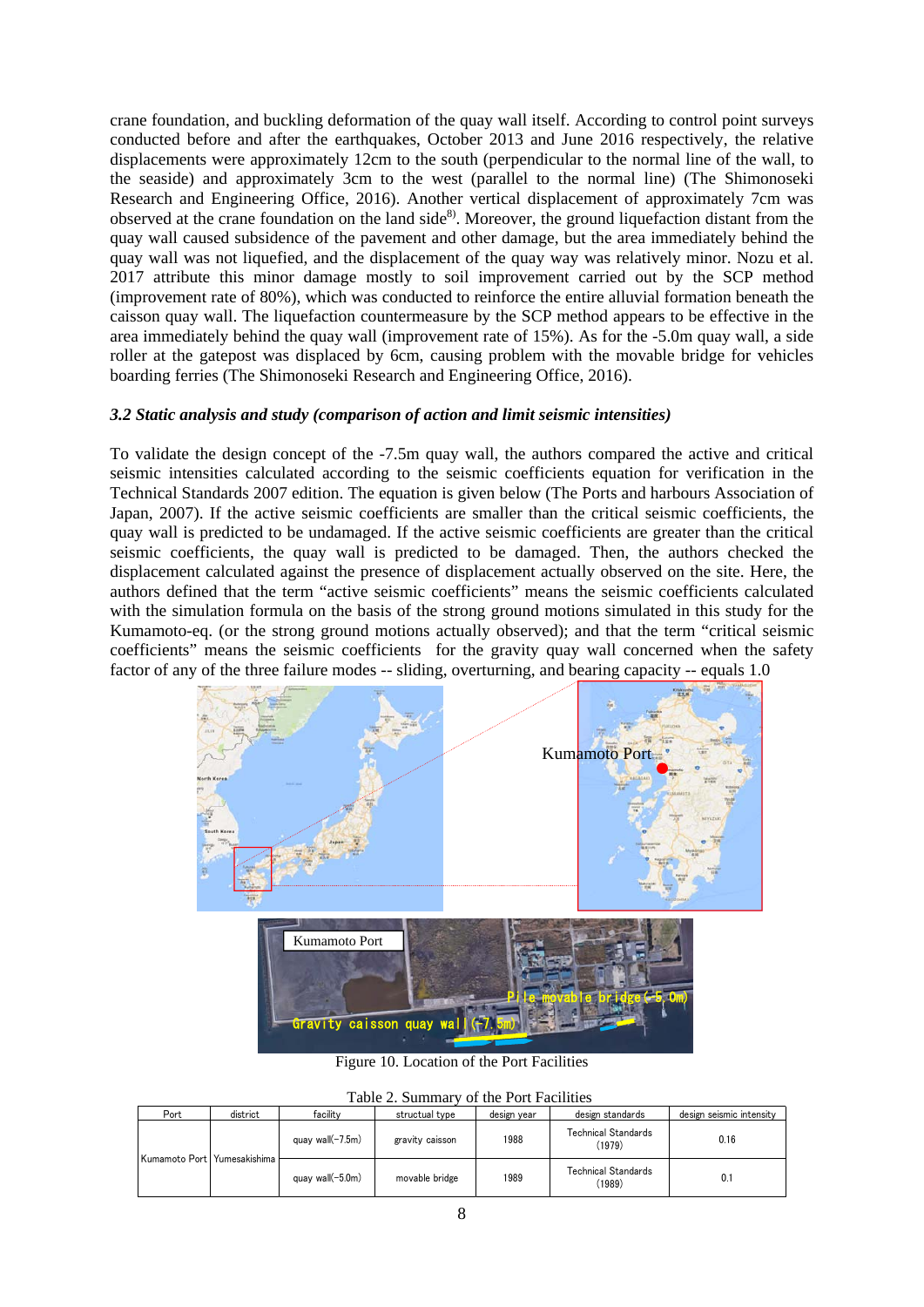crane foundation, and buckling deformation of the quay wall itself. According to control point surveys conducted before and after the earthquakes, October 2013 and June 2016 respectively, the relative displacements were approximately 12cm to the south (perpendicular to the normal line of the wall, to the seaside) and approximately 3cm to the west (parallel to the normal line) (The Shimonoseki Research and Engineering Office, 2016). Another vertical displacement of approximately 7cm was observed at the crane foundation on the land side[8]. Moreover, the ground liquefaction distant from the quay wall caused subsidence of the pavement and other damage, but the area immediately behind the quay wall was not liquefied, and the displacement of the quay way was relatively minor. Nozu et al. 2017 attribute this minor damage mostly to soil improvement carried out by the SCP method (improvement rate of 80%), which was conducted to reinforce the entire alluvial formation beneath the caisson quay wall. The liquefaction countermeasure by the SCP method appears to be effective in the area immediately behind the quay wall (improvement rate of 15%). As for the -5.0m quay wall, a side roller at the gatepost was displaced by 6cm, causing problem with the movable bridge for vehicles boarding ferries (The Shimonoseki Research and Engineering Office, 2016).

### *3.2 Static analysis and study (comparison of action and limit seismic intensities)*

To validate the design concept of the -7.5m quay wall, the authors compared the active and critical seismic intensities calculated according to the seismic coefficients equation for verification in the Technical Standards 2007 edition. The equation is given below (The Ports and harbours Association of Japan, 2007). If the active seismic coefficients are smaller than the critical seismic coefficients, the quay wall is predicted to be undamaged. If the active seismic coefficients are greater than the critical seismic coefficients, the quay wall is predicted to be damaged. Then, the authors checked the displacement calculated against the presence of displacement actually observed on the site. Here, the authors defined that the term "active seismic coefficients" means the seismic coefficients calculated with the simulation formula on the basis of the strong ground motions simulated in this study for the Kumamoto-eq. (or the strong ground motions actually observed); and that the term "critical seismic coefficients" means the seismic coefficients for the gravity quay wall concerned when the safety factor of any of the three failure modes -- sliding, overturning, and bearing capacity -- equals 1.0

Figure 10. Location of the Port Facilities

Table 2. Summary of the Port Facilities

| Port | district | facility | structual type | design year | design standards | design seismic intensity |
|---|---|---|---|---|---|---|
| Kumamoto Port | Yumesakishima | quay wall(-7.5m) | gravity caisson | 1988 | Technical Standards (1979) | 0.16 |
| | | quay wall(-5.0m) | movable bridge | 1989 | Technical Standards (1989) | 0.1 |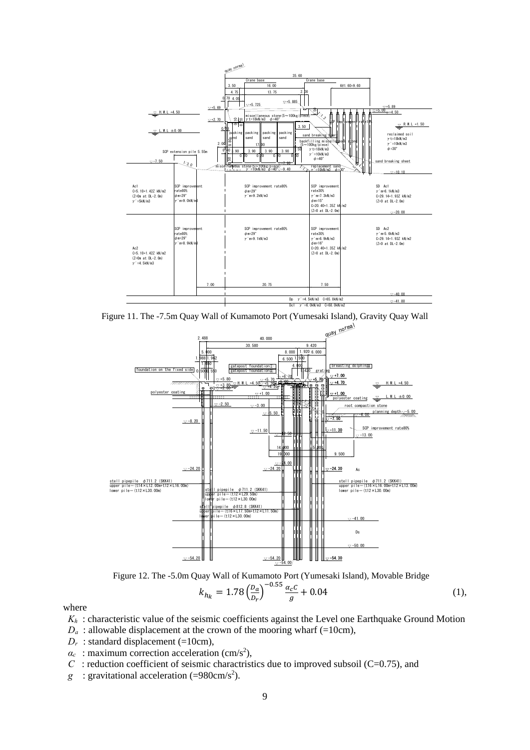Figure 11. The -7.5m Quay Wall of Kumamoto Port (Yumesaki Island), Gravity Quay Wall

Figure 12. The -5.0m Quay Wall of Kumamoto Port (Yumesaki Island), Movable Bridge

$$k_{h_k} = 1.78\left(\frac{D_a}{D_r}\right)^{-0.55}\frac{\alpha_c C}{g} + 0.04 \qquad (1),$$

where

$K_h$ : characteristic value of the seismic coefficients against the Level one Earthquake Ground Motion  
$D_a$ : allowable displacement at the crown of the mooring wharf (=10cm),  
$D_r$ : standard displacement (=10cm),  
$\alpha_c$ : maximum correction acceleration (cm/s$^2$),  
$C$ : reduction coefficient of seismic charactristics due to improved subsoil (C=0.75), and  
$g$ : gravitational acceleration (=980cm/s$^2$).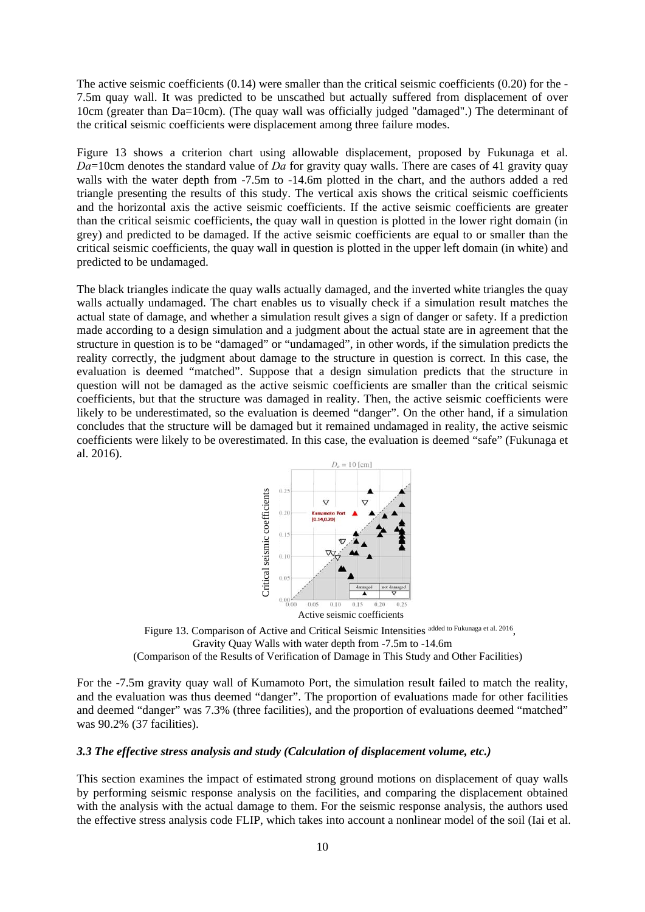The active seismic coefficients (0.14) were smaller than the critical seismic coefficients (0.20) for the -7.5m quay wall. It was predicted to be unscathed but actually suffered from displacement of over 10cm (greater than Da=10cm). (The quay wall was officially judged "damaged".) The determinant of the critical seismic coefficients were displacement among three failure modes.

Figure 13 shows a criterion chart using allowable displacement, proposed by Fukunaga et al. *Da*=10cm denotes the standard value of *Da* for gravity quay walls. There are cases of 41 gravity quay walls with the water depth from -7.5m to -14.6m plotted in the chart, and the authors added a red triangle presenting the results of this study. The vertical axis shows the critical seismic coefficients and the horizontal axis the active seismic coefficients. If the active seismic coefficients are greater than the critical seismic coefficients, the quay wall in question is plotted in the lower right domain (in grey) and predicted to be damaged. If the active seismic coefficients are equal to or smaller than the critical seismic coefficients, the quay wall in question is plotted in the upper left domain (in white) and predicted to be undamaged.

The black triangles indicate the quay walls actually damaged, and the inverted white triangles the quay walls actually undamaged. The chart enables us to visually check if a simulation result matches the actual state of damage, and whether a simulation result gives a sign of danger or safety. If a prediction made according to a design simulation and a judgment about the actual state are in agreement that the structure in question is to be "damaged" or "undamaged", in other words, if the simulation predicts the reality correctly, the judgment about damage to the structure in question is correct. In this case, the evaluation is deemed "matched". Suppose that a design simulation predicts that the structure in question will not be damaged as the active seismic coefficients are smaller than the critical seismic coefficients, but that the structure was damaged in reality. Then, the active seismic coefficients were likely to be underestimated, so the evaluation is deemed "danger". On the other hand, if a simulation concludes that the structure will be damaged but it remained undamaged in reality, the active seismic coefficients were likely to be overestimated. In this case, the evaluation is deemed "safe" (Fukunaga et al. 2016).

Figure 13. Comparison of Active and Critical Seismic Intensities [added to Fukunaga et al. 2016], Gravity Quay Walls with water depth from -7.5m to -14.6m
(Comparison of the Results of Verification of Damage in This Study and Other Facilities)

For the -7.5m gravity quay wall of Kumamoto Port, the simulation result failed to match the reality, and the evaluation was thus deemed "danger". The proportion of evaluations made for other facilities and deemed "danger" was 7.3% (three facilities), and the proportion of evaluations deemed "matched" was 90.2% (37 facilities).

### *3.3 The effective stress analysis and study (Calculation of displacement volume, etc.)*

This section examines the impact of estimated strong ground motions on displacement of quay walls by performing seismic response analysis on the facilities, and comparing the displacement obtained with the analysis with the actual damage to them. For the seismic response analysis, the authors used the effective stress analysis code FLIP, which takes into account a nonlinear model of the soil (Iai et al.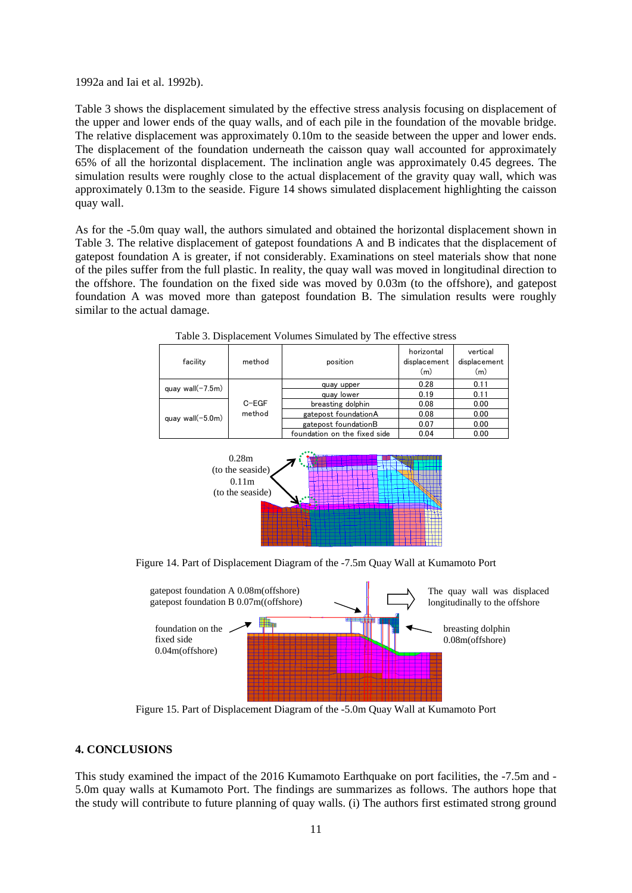1992a and Iai et al. 1992b).

Table 3 shows the displacement simulated by the effective stress analysis focusing on displacement of the upper and lower ends of the quay walls, and of each pile in the foundation of the movable bridge. The relative displacement was approximately 0.10m to the seaside between the upper and lower ends. The displacement of the foundation underneath the caisson quay wall accounted for approximately 65% of all the horizontal displacement. The inclination angle was approximately 0.45 degrees. The simulation results were roughly close to the actual displacement of the gravity quay wall, which was approximately 0.13m to the seaside. Figure 14 shows simulated displacement highlighting the caisson quay wall.

As for the -5.0m quay wall, the authors simulated and obtained the horizontal displacement shown in Table 3. The relative displacement of gatepost foundations A and B indicates that the displacement of gatepost foundation A is greater, if not considerably. Examinations on steel materials show that none of the piles suffer from the full plastic. In reality, the quay wall was moved in longitudinal direction to the offshore. The foundation on the fixed side was moved by 0.03m (to the offshore), and gatepost foundation A was moved more than gatepost foundation B. The simulation results were roughly similar to the actual damage.

Table 3. Displacement Volumes Simulated by The effective stress

| facility | method | position | horizontal displacement (m) | vertical displacement (m) |
|---|---|---|---|---|
| quay wall(−7.5m) | C-EGF method | quay upper | 0.28 | 0.11 |
| | | quay lower | 0.19 | 0.11 |
| quay wall(−5.0m) | | breasting dolphin | 0.08 | 0.00 |
| | | gatepost foundationA | 0.08 | 0.00 |
| | | gatepost foundationB | 0.07 | 0.00 |
| | | foundation on the fixed side | 0.04 | 0.00 |

Figure 14. Part of Displacement Diagram of the -7.5m Quay Wall at Kumamoto Port

Figure 15. Part of Displacement Diagram of the -5.0m Quay Wall at Kumamoto Port

## 4. CONCLUSIONS

This study examined the impact of the 2016 Kumamoto Earthquake on port facilities, the -7.5m and -5.0m quay walls at Kumamoto Port. The findings are summarizes as follows. The authors hope that the study will contribute to future planning of quay walls. (i) The authors first estimated strong ground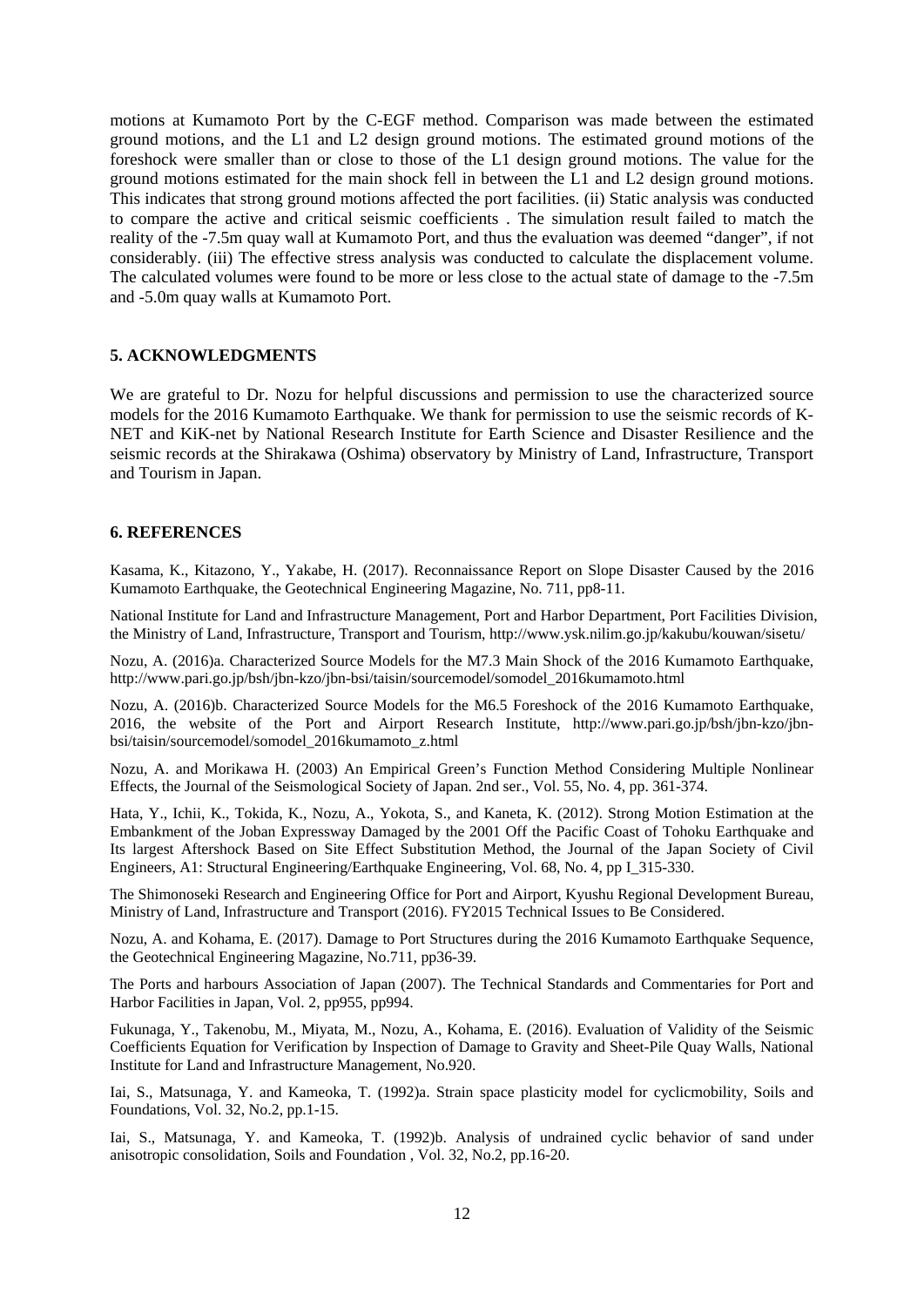motions at Kumamoto Port by the C-EGF method. Comparison was made between the estimated ground motions, and the L1 and L2 design ground motions. The estimated ground motions of the foreshock were smaller than or close to those of the L1 design ground motions. The value for the ground motions estimated for the main shock fell in between the L1 and L2 design ground motions. This indicates that strong ground motions affected the port facilities. (ii) Static analysis was conducted to compare the active and critical seismic coefficients . The simulation result failed to match the reality of the -7.5m quay wall at Kumamoto Port, and thus the evaluation was deemed "danger", if not considerably. (iii) The effective stress analysis was conducted to calculate the displacement volume. The calculated volumes were found to be more or less close to the actual state of damage to the -7.5m and -5.0m quay walls at Kumamoto Port.

## 5. ACKNOWLEDGMENTS

We are grateful to Dr. Nozu for helpful discussions and permission to use the characterized source models for the 2016 Kumamoto Earthquake. We thank for permission to use the seismic records of K-NET and KiK-net by National Research Institute for Earth Science and Disaster Resilience and the seismic records at the Shirakawa (Oshima) observatory by Ministry of Land, Infrastructure, Transport and Tourism in Japan.

## 6. REFERENCES

Kasama, K., Kitazono, Y., Yakabe, H. (2017). Reconnaissance Report on Slope Disaster Caused by the 2016 Kumamoto Earthquake, the Geotechnical Engineering Magazine, No. 711, pp8-11.

National Institute for Land and Infrastructure Management, Port and Harbor Department, Port Facilities Division, the Ministry of Land, Infrastructure, Transport and Tourism, http://www.ysk.nilim.go.jp/kakubu/kouwan/sisetu/

Nozu, A. (2016)a. Characterized Source Models for the M7.3 Main Shock of the 2016 Kumamoto Earthquake, http://www.pari.go.jp/bsh/jbn-kzo/jbn-bsi/taisin/sourcemodel/somodel_2016kumamoto.html

Nozu, A. (2016)b. Characterized Source Models for the M6.5 Foreshock of the 2016 Kumamoto Earthquake, 2016, the website of the Port and Airport Research Institute, http://www.pari.go.jp/bsh/jbn-kzo/jbn-bsi/taisin/sourcemodel/somodel_2016kumamoto_z.html

Nozu, A. and Morikawa H. (2003) An Empirical Green's Function Method Considering Multiple Nonlinear Effects, the Journal of the Seismological Society of Japan. 2nd ser., Vol. 55, No. 4, pp. 361-374.

Hata, Y., Ichii, K., Tokida, K., Nozu, A., Yokota, S., and Kaneta, K. (2012). Strong Motion Estimation at the Embankment of the Joban Expressway Damaged by the 2001 Off the Pacific Coast of Tohoku Earthquake and Its largest Aftershock Based on Site Effect Substitution Method, the Journal of the Japan Society of Civil Engineers, A1: Structural Engineering/Earthquake Engineering, Vol. 68, No. 4, pp I_315-330.

The Shimonoseki Research and Engineering Office for Port and Airport, Kyushu Regional Development Bureau, Ministry of Land, Infrastructure and Transport (2016). FY2015 Technical Issues to Be Considered.

Nozu, A. and Kohama, E. (2017). Damage to Port Structures during the 2016 Kumamoto Earthquake Sequence, the Geotechnical Engineering Magazine, No.711, pp36-39.

The Ports and harbours Association of Japan (2007). The Technical Standards and Commentaries for Port and Harbor Facilities in Japan, Vol. 2, pp955, pp994.

Fukunaga, Y., Takenobu, M., Miyata, M., Nozu, A., Kohama, E. (2016). Evaluation of Validity of the Seismic Coefficients Equation for Verification by Inspection of Damage to Gravity and Sheet-Pile Quay Walls, National Institute for Land and Infrastructure Management, No.920.

Iai, S., Matsunaga, Y. and Kameoka, T. (1992)a. Strain space plasticity model for cyclicmobility, Soils and Foundations, Vol. 32, No.2, pp.1-15.

Iai, S., Matsunaga, Y. and Kameoka, T. (1992)b. Analysis of undrained cyclic behavior of sand under anisotropic consolidation, Soils and Foundation , Vol. 32, No.2, pp.16-20.